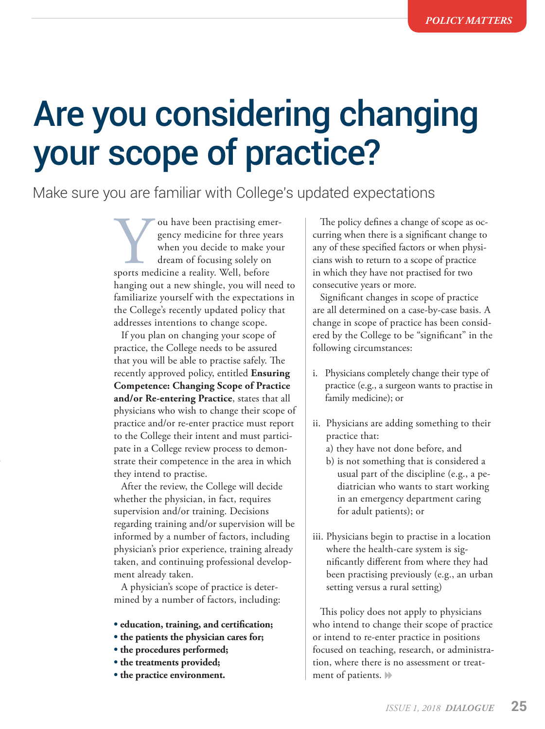# Are you considering changing your scope of practice?

Make sure you are familiar with College's updated expectations

You have been practising emergency medicine for three years when you decide to make your dream of focusing solely on sports medicine a reality. Well, before hanging out a new shingle, you will need to familiarize yourself with the expectations in the College's recently updated policy that addresses intentions to change scope.

If you plan on changing your scope of practice, the College needs to be assured that you will be able to practise safely. The recently approved policy, entitled **Ensuring Competence: Changing Scope of Practice and/or Re-entering Practice**, states that all physicians who wish to change their scope of practice and/or re-enter practice must report to the College their intent and must participate in a College review process to demonstrate their competence in the area in which they intend to practise.

After the review, the College will decide whether the physician, in fact, requires supervision and/or training. Decisions regarding training and/or supervision will be informed by a number of factors, including physician's prior experience, training already taken, and continuing professional development already taken.

A physician's scope of practice is determined by a number of factors, including:

- **education, training, and certification;**
- **the patients the physician cares for;**
- **the procedures performed;**
- **the treatments provided;**
- **the practice environment.**

The policy defines a change of scope as occurring when there is a significant change to any of these specified factors or when physicians wish to return to a scope of practice in which they have not practised for two consecutive years or more.

Significant changes in scope of practice are all determined on a case-by-case basis. A change in scope of practice has been considered by the College to be "significant" in the following circumstances:

i. Physicians completely change their type of practice (e.g., a surgeon wants to practise in family medicine); or

ii. Physicians are adding something to their practice that:
   a) they have not done before, and
   b) is not something that is considered a usual part of the discipline (e.g., a pediatrician who wants to start working in an emergency department caring for adult patients); or

iii. Physicians begin to practise in a location where the health-care system is significantly different from where they had been practising previously (e.g., an urban setting versus a rural setting)

This policy does not apply to physicians who intend to change their scope of practice or intend to re-enter practice in positions focused on teaching, research, or administration, where there is no assessment or treatment of patients.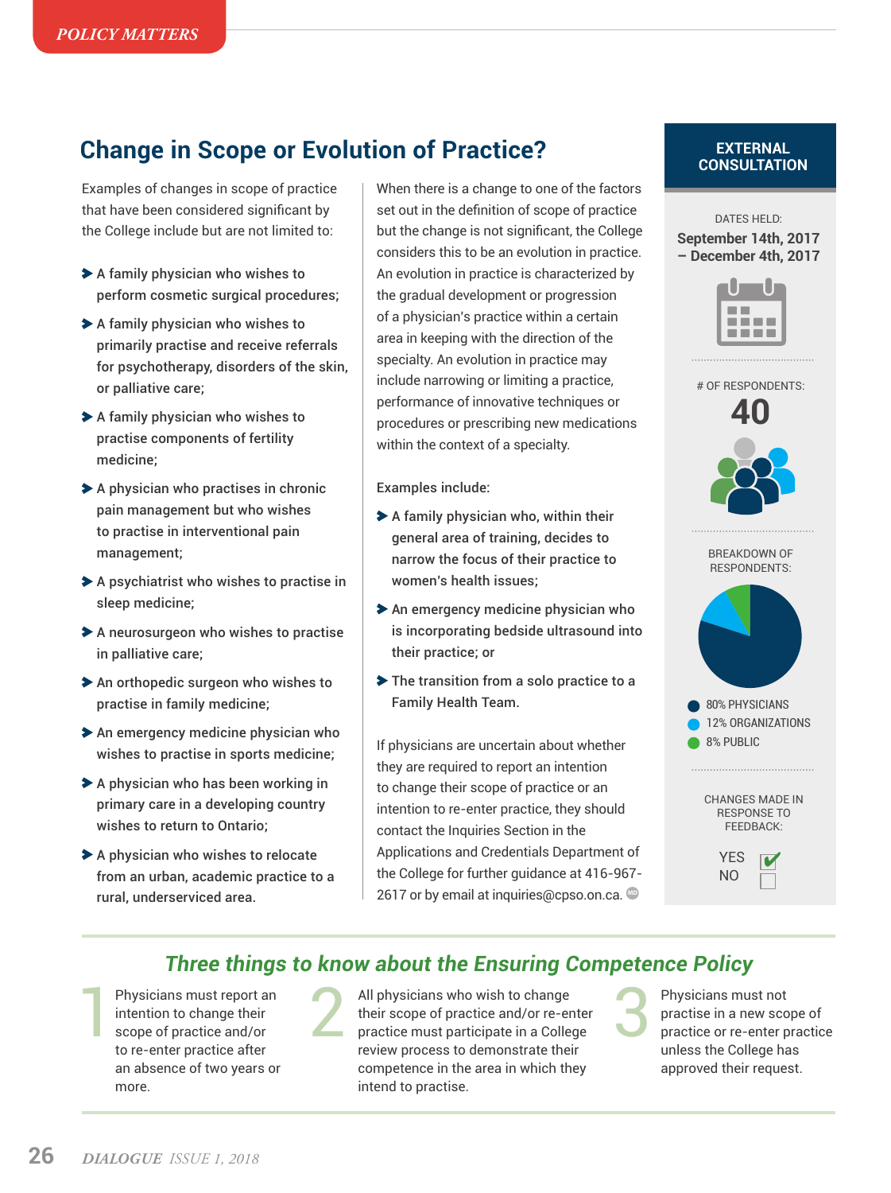## Change in Scope or Evolution of Practice?

Examples of changes in scope of practice that have been considered significant by the College include but are not limited to:

- **A family physician who wishes to perform cosmetic surgical procedures;**
- **A family physician who wishes to primarily practise and receive referrals for psychotherapy, disorders of the skin, or palliative care;**
- **A family physician who wishes to practise components of fertility medicine;**
- **A physician who practises in chronic pain management but who wishes to practise in interventional pain management;**
- **A psychiatrist who wishes to practise in sleep medicine;**
- **A neurosurgeon who wishes to practise in palliative care;**
- **An orthopedic surgeon who wishes to practise in family medicine;**
- **An emergency medicine physician who wishes to practise in sports medicine;**
- **A physician who has been working in primary care in a developing country wishes to return to Ontario;**
- **A physician who wishes to relocate from an urban, academic practice to a rural, underserviced area.**

When there is a change to one of the factors set out in the definition of scope of practice but the change is not significant, the College considers this to be an evolution in practice. An evolution in practice is characterized by the gradual development or progression of a physician's practice within a certain area in keeping with the direction of the specialty. An evolution in practice may include narrowing or limiting a practice, performance of innovative techniques or procedures or prescribing new medications within the context of a specialty.

Examples include:

- **A family physician who, within their general area of training, decides to narrow the focus of their practice to women's health issues;**
- **An emergency medicine physician who is incorporating bedside ultrasound into their practice; or**
- **The transition from a solo practice to a Family Health Team.**

If physicians are uncertain about whether they are required to report an intention to change their scope of practice or an intention to re-enter practice, they should contact the Inquiries Section in the Applications and Credentials Department of the College for further guidance at 416-967-2617 or by email at inquiries@cpso.on.ca.

### EXTERNAL CONSULTATION

DATES HELD:

**September 14th, 2017 – December 4th, 2017**

\# OF RESPONDENTS:

**40**

BREAKDOWN OF RESPONDENTS:

80% PHYSICIANS

12% ORGANIZATIONS

8% PUBLIC

CHANGES MADE IN RESPONSE TO FEEDBACK:

YES ☑

NO ☐

## *Three things to know about the Ensuring Competence Policy*

1. Physicians must report an intention to change their scope of practice and/or to re-enter practice after an absence of two years or more.
2. All physicians who wish to change their scope of practice and/or re-enter practice must participate in a College review process to demonstrate their competence in the area in which they intend to practise.
3. Physicians must not practise in a new scope of practice or re-enter practice unless the College has approved their request.